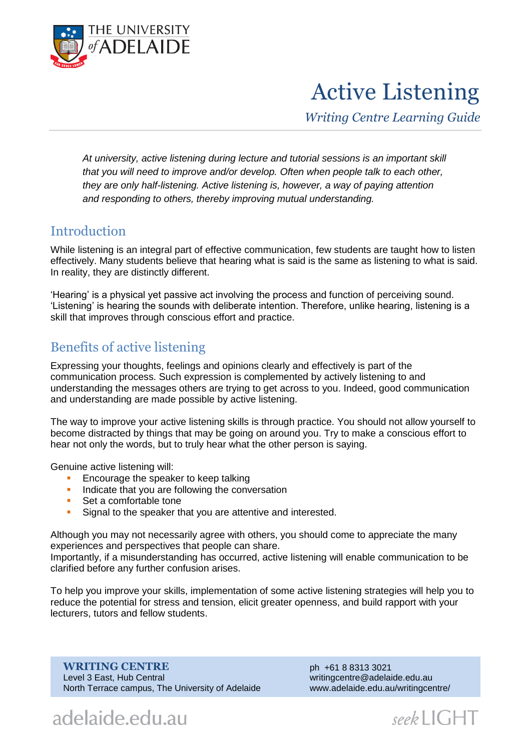# Active Listening

*Writing Centre Learning Guide*

*At university, active listening during lecture and tutorial sessions is an important skill that you will need to improve and/or develop. Often when people talk to each other, they are only half-listening. Active listening is, however, a way of paying attention and responding to others, thereby improving mutual understanding.*

## Introduction

While listening is an integral part of effective communication, few students are taught how to listen effectively. Many students believe that hearing what is said is the same as listening to what is said. In reality, they are distinctly different.

'Hearing' is a physical yet passive act involving the process and function of perceiving sound. 'Listening' is hearing the sounds with deliberate intention. Therefore, unlike hearing, listening is a skill that improves through conscious effort and practice.

## Benefits of active listening

Expressing your thoughts, feelings and opinions clearly and effectively is part of the communication process. Such expression is complemented by actively listening to and understanding the messages others are trying to get across to you. Indeed, good communication and understanding are made possible by active listening.

The way to improve your active listening skills is through practice. You should not allow yourself to become distracted by things that may be going on around you. Try to make a conscious effort to hear not only the words, but to truly hear what the other person is saying.

Genuine active listening will:

- Encourage the speaker to keep talking
- Indicate that you are following the conversation
- Set a comfortable tone
- Signal to the speaker that you are attentive and interested.

Although you may not necessarily agree with others, you should come to appreciate the many experiences and perspectives that people can share.
Importantly, if a misunderstanding has occurred, active listening will enable communication to be clarified before any further confusion arises.

To help you improve your skills, implementation of some active listening strategies will help you to reduce the potential for stress and tension, elicit greater openness, and build rapport with your lecturers, tutors and fellow students.

**WRITING CENTRE**
Level 3 East, Hub Central
North Terrace campus, The University of Adelaide

ph +61 8 8313 3021
writingcentre@adelaide.edu.au
www.adelaide.edu.au/writingcentre/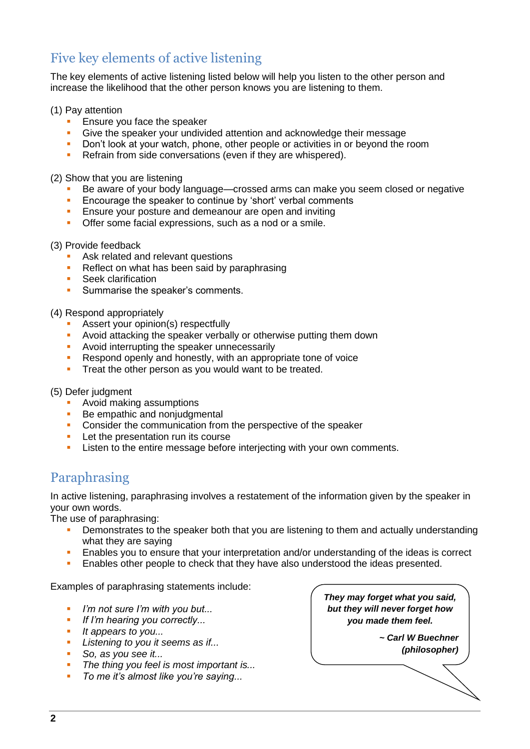## Five key elements of active listening

The key elements of active listening listed below will help you listen to the other person and increase the likelihood that the other person knows you are listening to them.

(1) Pay attention

- Ensure you face the speaker
- Give the speaker your undivided attention and acknowledge their message
- Don't look at your watch, phone, other people or activities in or beyond the room
- Refrain from side conversations (even if they are whispered).

(2) Show that you are listening

- Be aware of your body language—crossed arms can make you seem closed or negative
- Encourage the speaker to continue by 'short' verbal comments
- Ensure your posture and demeanour are open and inviting
- Offer some facial expressions, such as a nod or a smile.

(3) Provide feedback

- Ask related and relevant questions
- Reflect on what has been said by paraphrasing
- Seek clarification
- Summarise the speaker's comments.

(4) Respond appropriately

- Assert your opinion(s) respectfully
- Avoid attacking the speaker verbally or otherwise putting them down
- Avoid interrupting the speaker unnecessarily
- Respond openly and honestly, with an appropriate tone of voice
- Treat the other person as you would want to be treated.

(5) Defer judgment

- Avoid making assumptions
- Be empathic and nonjudgmental
- Consider the communication from the perspective of the speaker
- Let the presentation run its course
- Listen to the entire message before interjecting with your own comments.

## Paraphrasing

In active listening, paraphrasing involves a restatement of the information given by the speaker in your own words.
The use of paraphrasing:

- Demonstrates to the speaker both that you are listening to them and actually understanding what they are saying
- Enables you to ensure that your interpretation and/or understanding of the ideas is correct
- Enables other people to check that they have also understood the ideas presented.

Examples of paraphrasing statements include:

- *I'm not sure I'm with you but...*
- *If I'm hearing you correctly...*
- *It appears to you...*
- *Listening to you it seems as if...*
- *So, as you see it...*
- *The thing you feel is most important is...*
- *To me it's almost like you're saying...*

> ***They may forget what you said, but they will never forget how you made them feel.***
>
> ***~ Carl W Buechner (philosopher)***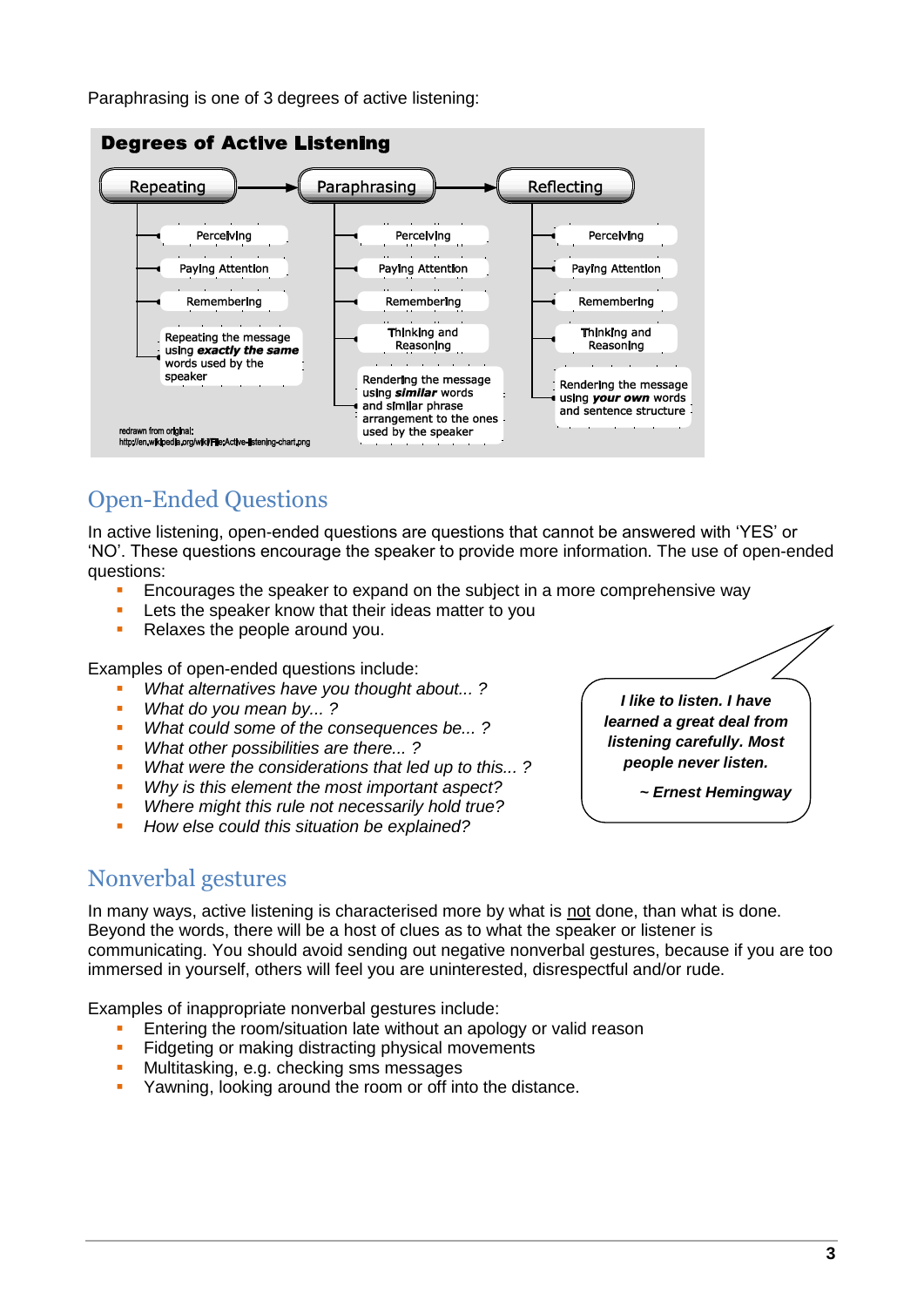Paraphrasing is one of 3 degrees of active listening:

**Degrees of Active Listening**

| Repeating | Paraphrasing | Reflecting |
|---|---|---|
| Perceiving | Perceiving | Perceiving |
| Paying Attention | Paying Attention | Paying Attention |
| Remembering | Remembering | Remembering |
| Repeating the message using ***exactly the same*** words used by the speaker | Thinking and Reasoning | Thinking and Reasoning |
| | Rendering the message using ***similar*** words and similar phrase arrangement to the ones used by the speaker | Rendering the message using ***your own*** words and sentence structure |

redrawn from original: http://en.wikipedia.org/wiki/File:Active-listening-chart.png

## Open-Ended Questions

In active listening, open-ended questions are questions that cannot be answered with 'YES' or 'NO'. These questions encourage the speaker to provide more information. The use of open-ended questions:

- Encourages the speaker to expand on the subject in a more comprehensive way
- Lets the speaker know that their ideas matter to you
- Relaxes the people around you.

Examples of open-ended questions include:

- *What alternatives have you thought about... ?*
- *What do you mean by... ?*
- *What could some of the consequences be... ?*
- *What other possibilities are there... ?*
- *What were the considerations that led up to this... ?*
- *Why is this element the most important aspect?*
- *Where might this rule not necessarily hold true?*
- *How else could this situation be explained?*

> ***I like to listen. I have learned a great deal from listening carefully. Most people never listen.***
>
> ***~ Ernest Hemingway***

## Nonverbal gestures

In many ways, active listening is characterised more by what is <u>not</u> done, than what is done. Beyond the words, there will be a host of clues as to what the speaker or listener is communicating. You should avoid sending out negative nonverbal gestures, because if you are too immersed in yourself, others will feel you are uninterested, disrespectful and/or rude.

Examples of inappropriate nonverbal gestures include:

- Entering the room/situation late without an apology or valid reason
- Fidgeting or making distracting physical movements
- Multitasking, e.g. checking sms messages
- Yawning, looking around the room or off into the distance.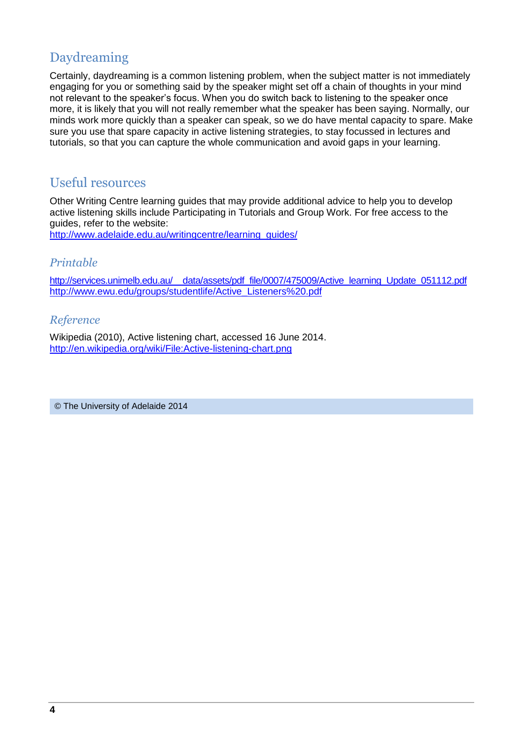## Daydreaming

Certainly, daydreaming is a common listening problem, when the subject matter is not immediately engaging for you or something said by the speaker might set off a chain of thoughts in your mind not relevant to the speaker's focus. When you do switch back to listening to the speaker once more, it is likely that you will not really remember what the speaker has been saying. Normally, our minds work more quickly than a speaker can speak, so we do have mental capacity to spare. Make sure you use that spare capacity in active listening strategies, to stay focussed in lectures and tutorials, so that you can capture the whole communication and avoid gaps in your learning.

## Useful resources

Other Writing Centre learning guides that may provide additional advice to help you to develop active listening skills include Participating in Tutorials and Group Work. For free access to the guides, refer to the website:
http://www.adelaide.edu.au/writingcentre/learning_guides/

### *Printable*

http://services.unimelb.edu.au/__data/assets/pdf_file/0007/475009/Active_learning_Update_051112.pdf
http://www.ewu.edu/groups/studentlife/Active_Listeners%20.pdf

### *Reference*

Wikipedia (2010), Active listening chart, accessed 16 June 2014.
http://en.wikipedia.org/wiki/File:Active-listening-chart.png

© The University of Adelaide 2014